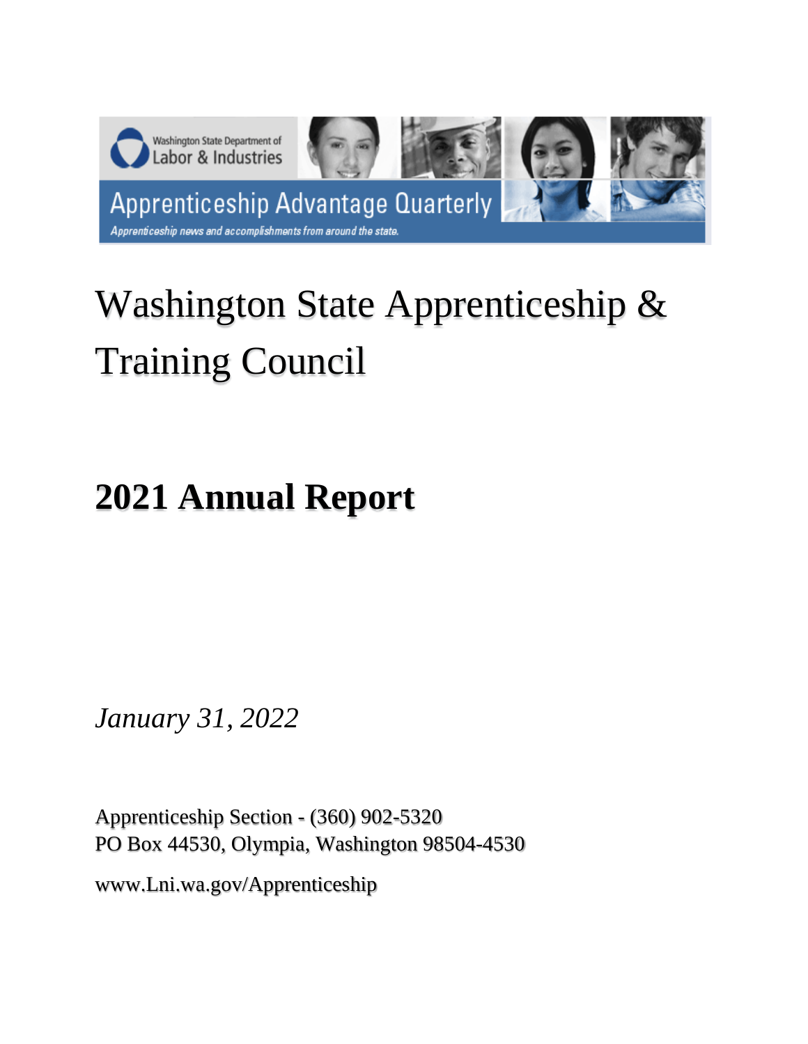Washington State Department of Labor & Industries

Apprenticeship Advantage Quarterly

*Apprenticeship news and accomplishments from around the state.*

# Washington State Apprenticeship & Training Council

# 2021 Annual Report

*January 31, 2022*

Apprenticeship Section - (360) 902-5320
PO Box 44530, Olympia, Washington 98504-4530

www.Lni.wa.gov/Apprenticeship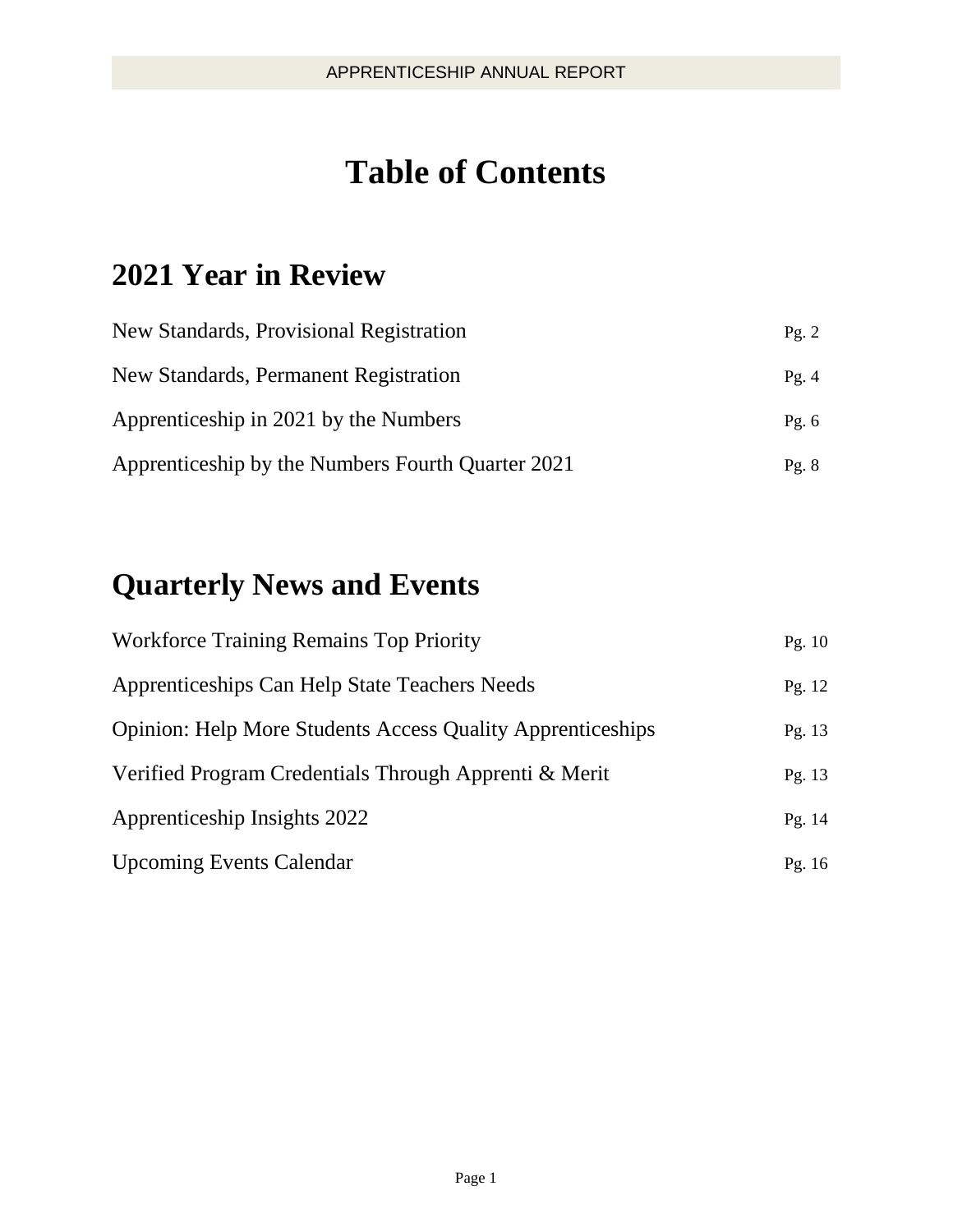# Table of Contents

## 2021 Year in Review

| | |
|---|---|
| New Standards, Provisional Registration | Pg. 2 |
| New Standards, Permanent Registration | Pg. 4 |
| Apprenticeship in 2021 by the Numbers | Pg. 6 |
| Apprenticeship by the Numbers Fourth Quarter 2021 | Pg. 8 |

## Quarterly News and Events

| | |
|---|---|
| Workforce Training Remains Top Priority | Pg. 10 |
| Apprenticeships Can Help State Teachers Needs | Pg. 12 |
| Opinion: Help More Students Access Quality Apprenticeships | Pg. 13 |
| Verified Program Credentials Through Apprenti & Merit | Pg. 13 |
| Apprenticeship Insights 2022 | Pg. 14 |
| Upcoming Events Calendar | Pg. 16 |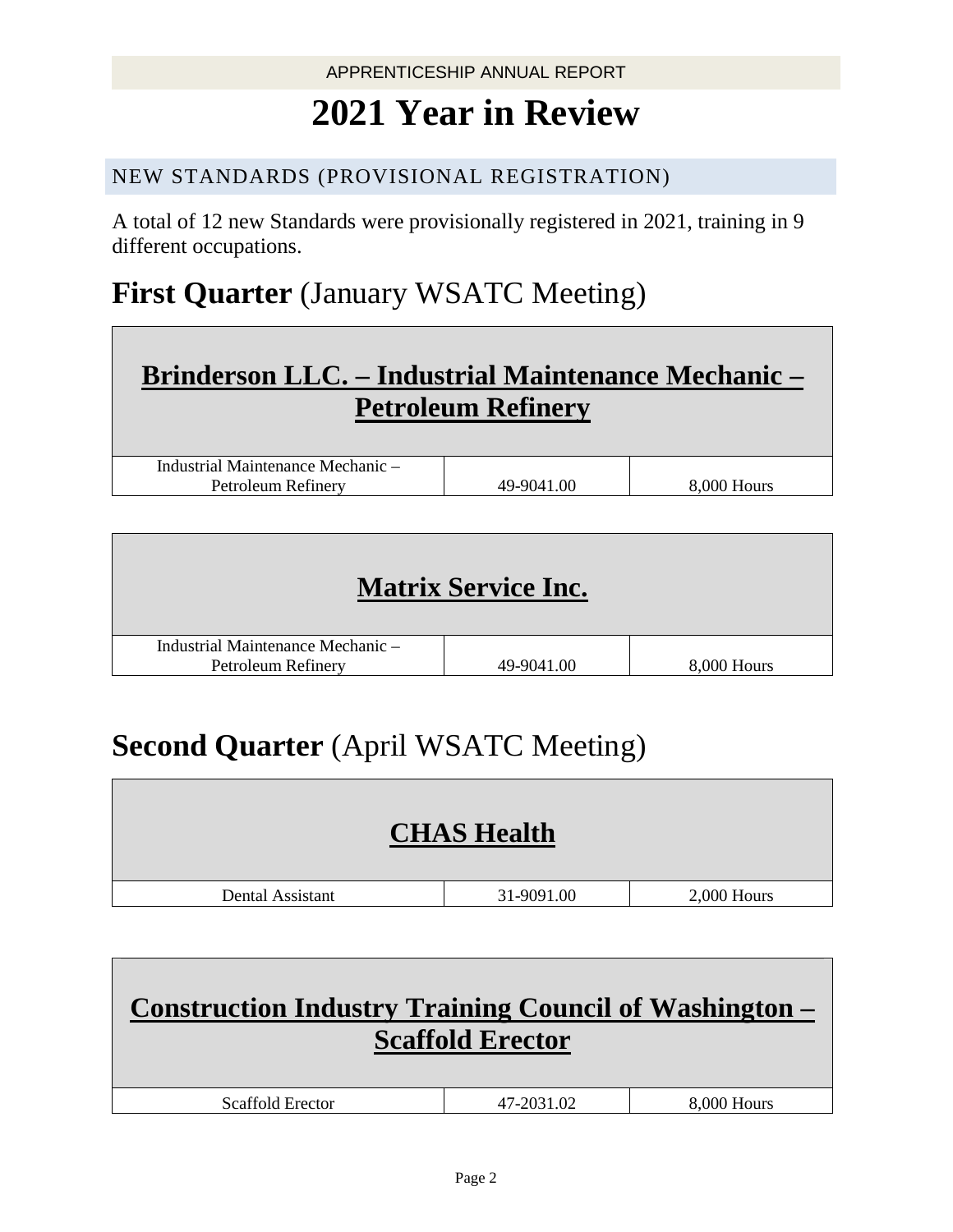# 2021 Year in Review

## NEW STANDARDS (PROVISIONAL REGISTRATION)

A total of 12 new Standards were provisionally registered in 2021, training in 9 different occupations.

## **First Quarter** (January WSATC Meeting)

| **Brinderson LLC. – Industrial Maintenance Mechanic – Petroleum Refinery** | | |
|---|---|---|
| Industrial Maintenance Mechanic – Petroleum Refinery | 49-9041.00 | 8,000 Hours |

| **Matrix Service Inc.** | | |
|---|---|---|
| Industrial Maintenance Mechanic – Petroleum Refinery | 49-9041.00 | 8,000 Hours |

## **Second Quarter** (April WSATC Meeting)

| **CHAS Health** | | |
|---|---|---|
| Dental Assistant | 31-9091.00 | 2,000 Hours |

| **Construction Industry Training Council of Washington – Scaffold Erector** | | |
|---|---|---|
| Scaffold Erector | 47-2031.02 | 8,000 Hours |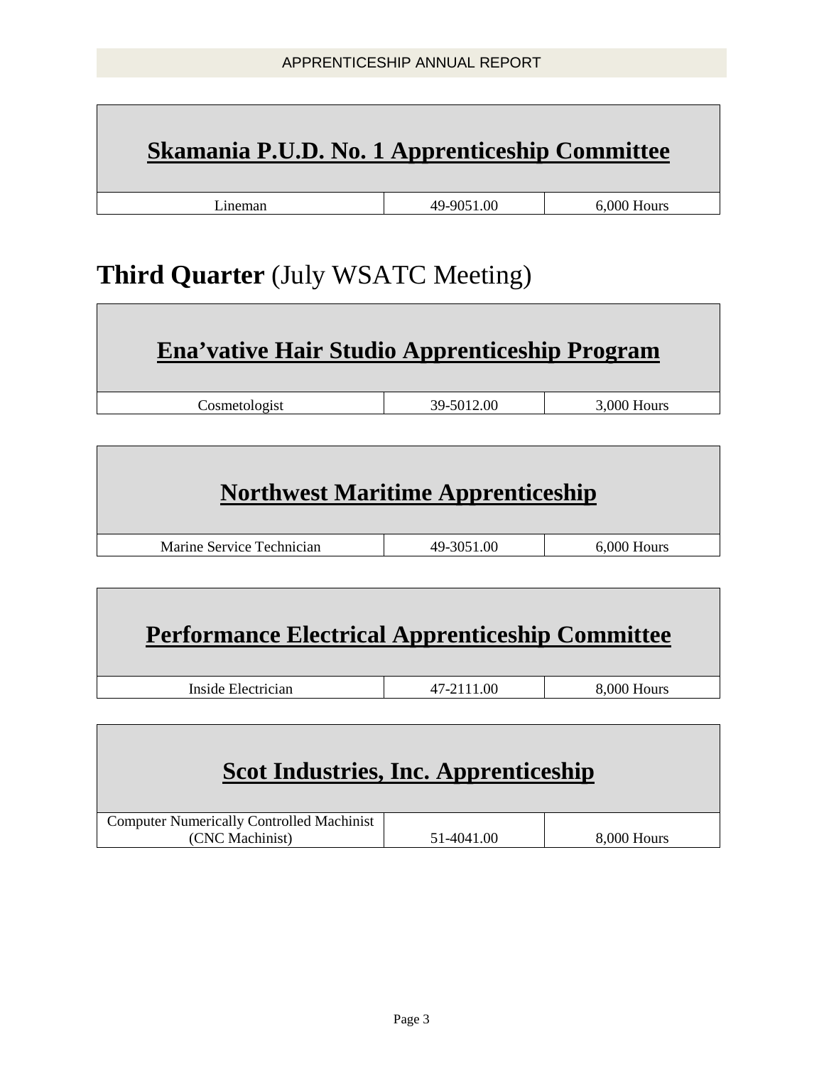| Skamania P.U.D. No. 1 Apprenticeship Committee | | |
|---|---|---|
| Lineman | 49-9051.00 | 6,000 Hours |

# **Third Quarter** (July WSATC Meeting)

| Ena'vative Hair Studio Apprenticeship Program | | |
|---|---|---|
| Cosmetologist | 39-5012.00 | 3,000 Hours |

| Northwest Maritime Apprenticeship | | |
|---|---|---|
| Marine Service Technician | 49-3051.00 | 6,000 Hours |

| Performance Electrical Apprenticeship Committee | | |
|---|---|---|
| Inside Electrician | 47-2111.00 | 8,000 Hours |

| Scot Industries, Inc. Apprenticeship | | |
|---|---|---|
| Computer Numerically Controlled Machinist (CNC Machinist) | 51-4041.00 | 8,000 Hours |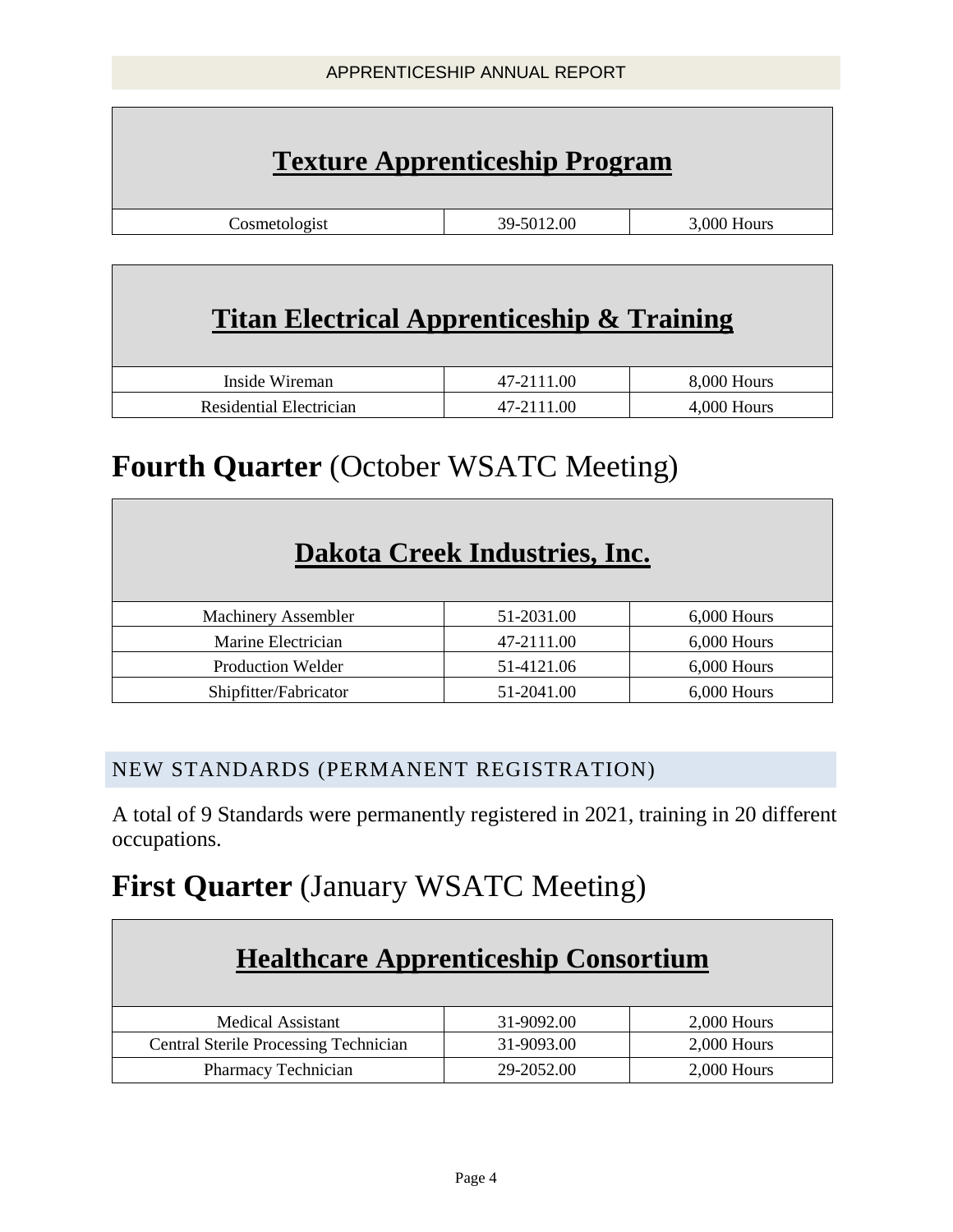| Texture Apprenticeship Program | | |
|---|---|---|
| Cosmetologist | 39-5012.00 | 3,000 Hours |

| Titan Electrical Apprenticeship & Training | | |
|---|---|---|
| Inside Wireman | 47-2111.00 | 8,000 Hours |
| Residential Electrician | 47-2111.00 | 4,000 Hours |

# **Fourth Quarter** (October WSATC Meeting)

| Dakota Creek Industries, Inc. | | |
|---|---|---|
| Machinery Assembler | 51-2031.00 | 6,000 Hours |
| Marine Electrician | 47-2111.00 | 6,000 Hours |
| Production Welder | 51-4121.06 | 6,000 Hours |
| Shipfitter/Fabricator | 51-2041.00 | 6,000 Hours |

## NEW STANDARDS (PERMANENT REGISTRATION)

A total of 9 Standards were permanently registered in 2021, training in 20 different occupations.

# **First Quarter** (January WSATC Meeting)

| Healthcare Apprenticeship Consortium | | |
|---|---|---|
| Medical Assistant | 31-9092.00 | 2,000 Hours |
| Central Sterile Processing Technician | 31-9093.00 | 2,000 Hours |
| Pharmacy Technician | 29-2052.00 | 2,000 Hours |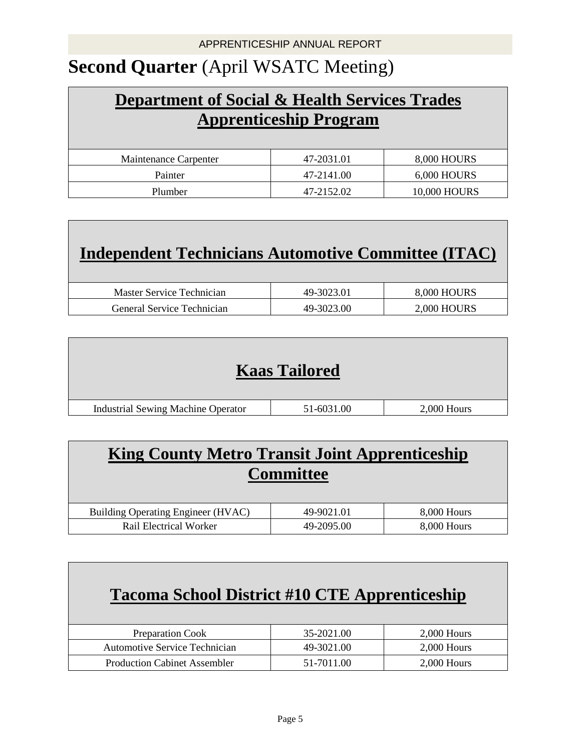# Second Quarter (April WSATC Meeting)

| Department of Social & Health Services Trades Apprenticeship Program | | |
|---|---|---|
| Maintenance Carpenter | 47-2031.01 | 8,000 HOURS |
| Painter | 47-2141.00 | 6,000 HOURS |
| Plumber | 47-2152.02 | 10,000 HOURS |

| Independent Technicians Automotive Committee (ITAC) | | |
|---|---|---|
| Master Service Technician | 49-3023.01 | 8,000 HOURS |
| General Service Technician | 49-3023.00 | 2,000 HOURS |

| Kaas Tailored | | |
|---|---|---|
| Industrial Sewing Machine Operator | 51-6031.00 | 2,000 Hours |

| King County Metro Transit Joint Apprenticeship Committee | | |
|---|---|---|
| Building Operating Engineer (HVAC) | 49-9021.01 | 8,000 Hours |
| Rail Electrical Worker | 49-2095.00 | 8,000 Hours |

| Tacoma School District #10 CTE Apprenticeship | | |
|---|---|---|
| Preparation Cook | 35-2021.00 | 2,000 Hours |
| Automotive Service Technician | 49-3021.00 | 2,000 Hours |
| Production Cabinet Assembler | 51-7011.00 | 2,000 Hours |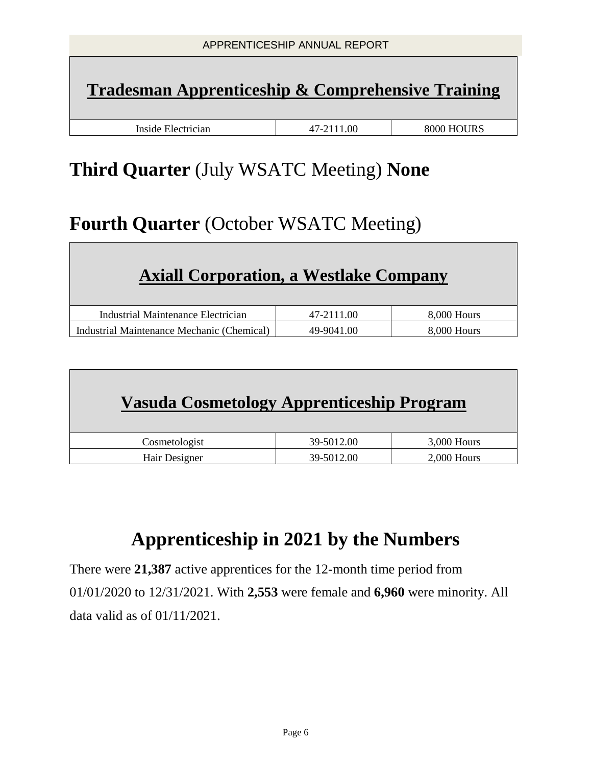| **Tradesman Apprenticeship & Comprehensive Training** | | |
|---|---|---|
| Inside Electrician | 47-2111.00 | 8000 HOURS |

## **Third Quarter** (July WSATC Meeting) **None**

## **Fourth Quarter** (October WSATC Meeting)

| **Axiall Corporation, a Westlake Company** | | |
|---|---|---|
| Industrial Maintenance Electrician | 47-2111.00 | 8,000 Hours |
| Industrial Maintenance Mechanic (Chemical) | 49-9041.00 | 8,000 Hours |

| **Vasuda Cosmetology Apprenticeship Program** | | |
|---|---|---|
| Cosmetologist | 39-5012.00 | 3,000 Hours |
| Hair Designer | 39-5012.00 | 2,000 Hours |

# Apprenticeship in 2021 by the Numbers

There were **21,387** active apprentices for the 12-month time period from 01/01/2020 to 12/31/2021. With **2,553** were female and **6,960** were minority. All data valid as of 01/11/2021.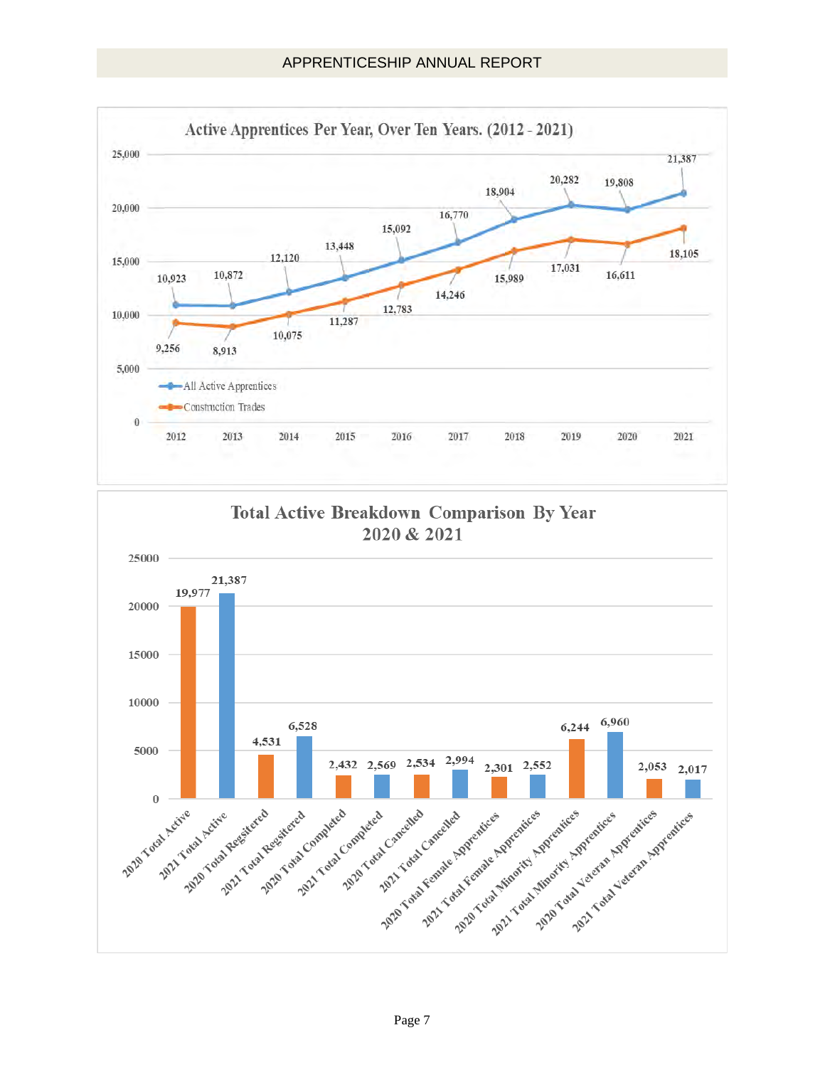## Active Apprentices Per Year, Over Ten Years. (2012 - 2021)

| Year | All Active Apprentices | Construction Trades |
|---|---|---|
| 2012 | 10,923 | 9,256 |
| 2013 | 10,872 | 8,913 |
| 2014 | 12,120 | 10,075 |
| 2015 | 13,448 | 11,287 |
| 2016 | 15,092 | 12,783 |
| 2017 | 16,770 | 14,246 |
| 2018 | 18,904 | 15,989 |
| 2019 | 20,282 | 17,031 |
| 2020 | 19,808 | 16,611 |
| 2021 | 21,387 | 18,105 |

## Total Active Breakdown Comparison By Year 2020 & 2021

| Category | Value |
|---|---|
| 2020 Total Active | 19,977 |
| 2021 Total Active | 21,387 |
| 2020 Total Regsitered | 4,531 |
| 2021 Total Regsitered | 6,528 |
| 2020 Total Completed | 2,432 |
| 2021 Total Completed | 2,569 |
| 2020 Total Cancelled | 2,534 |
| 2021 Total Cancelled | 2,994 |
| 2020 Total Female Apprentices | 2,301 |
| 2021 Total Female Apprentices | 2,552 |
| 2020 Total Minority Apprentices | 6,244 |
| 2021 Total Minority Apprentices | 6,960 |
| 2020 Total Veteran Apprentices | 2,053 |
| 2021 Total Veteran Apprentices | 2,017 |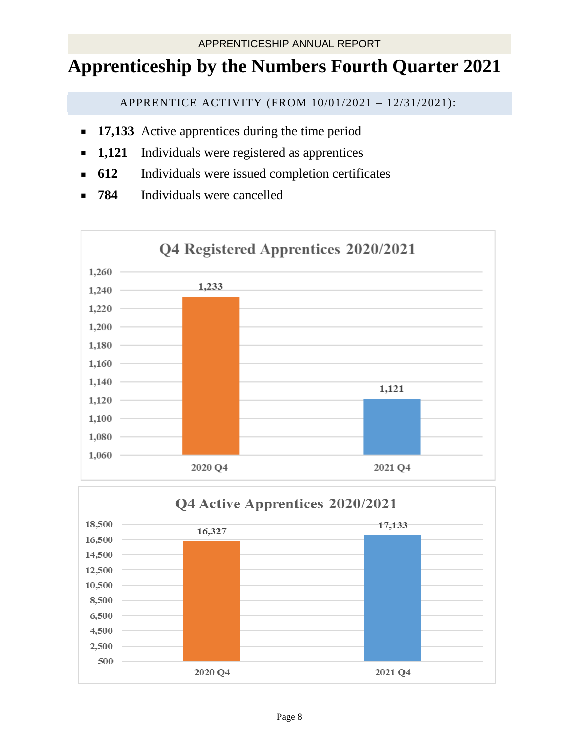# Apprenticeship by the Numbers Fourth Quarter 2021

## APPRENTICE ACTIVITY (FROM 10/01/2021 – 12/31/2021):

- **17,133** Active apprentices during the time period
- **1,121** Individuals were registered as apprentices
- **612** Individuals were issued completion certificates
- **784** Individuals were cancelled

**Q4 Registered Apprentices 2020/2021**

| | 2020 Q4 | 2021 Q4 |
|---|---|---|
| Registered Apprentices | 1,233 | 1,121 |

**Q4 Active Apprentices 2020/2021**

| | 2020 Q4 | 2021 Q4 |
|---|---|---|
| Active Apprentices | 16,327 | 17,133 |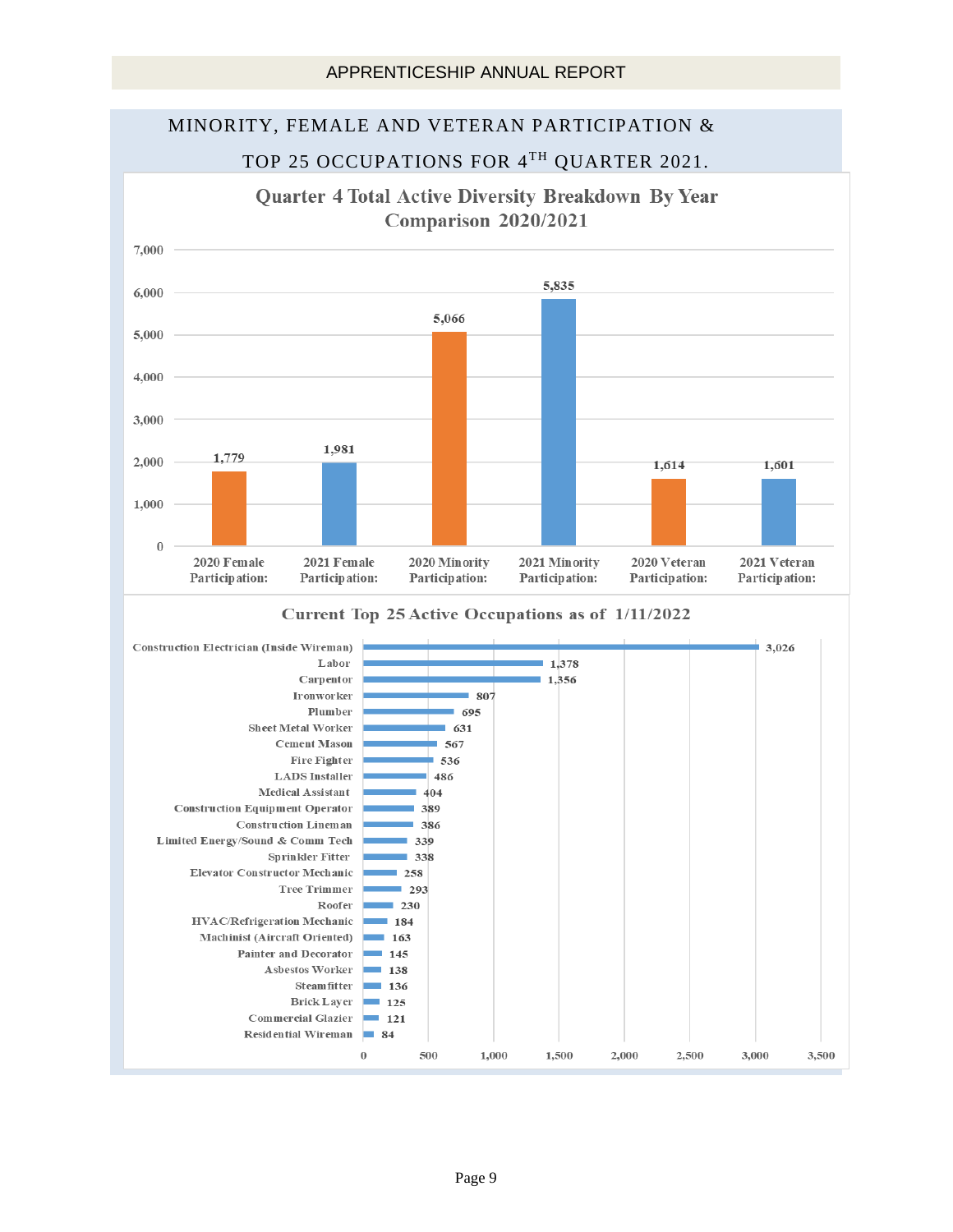## MINORITY, FEMALE AND VETERAN PARTICIPATION & TOP 25 OCCUPATIONS FOR 4TH QUARTER 2021.

### Quarter 4 Total Active Diversity Breakdown By Year Comparison 2020/2021

| Category | Value |
|---|---|
| 2020 Female Participation: | 1,779 |
| 2021 Female Participation: | 1,981 |
| 2020 Minority Participation: | 5,066 |
| 2021 Minority Participation: | 5,835 |
| 2020 Veteran Participation: | 1,614 |
| 2021 Veteran Participation: | 1,601 |

### Current Top 25 Active Occupations as of 1/11/2022

| Occupation | Active |
|---|---|
| Construction Electrician (Inside Wireman) | 3,026 |
| Labor | 1,378 |
| Carpentor | 1,356 |
| Ironworker | 807 |
| Plumber | 695 |
| Sheet Metal Worker | 631 |
| Cement Mason | 567 |
| Fire Fighter | 536 |
| LADS Installer | 486 |
| Medical Assistant | 404 |
| Construction Equipment Operator | 389 |
| Construction Lineman | 386 |
| Limited Energy/Sound & Comm Tech | 339 |
| Sprinkler Fitter | 338 |
| Elevator Constructor Mechanic | 258 |
| Tree Trimmer | 293 |
| Roofer | 230 |
| HVAC/Refrigeration Mechanic | 184 |
| Machinist (Aircraft Oriented) | 163 |
| Painter and Decorator | 145 |
| Asbestos Worker | 138 |
| Steamfitter | 136 |
| Brick Layer | 125 |
| Commercial Glazier | 121 |
| Residential Wireman | 84 |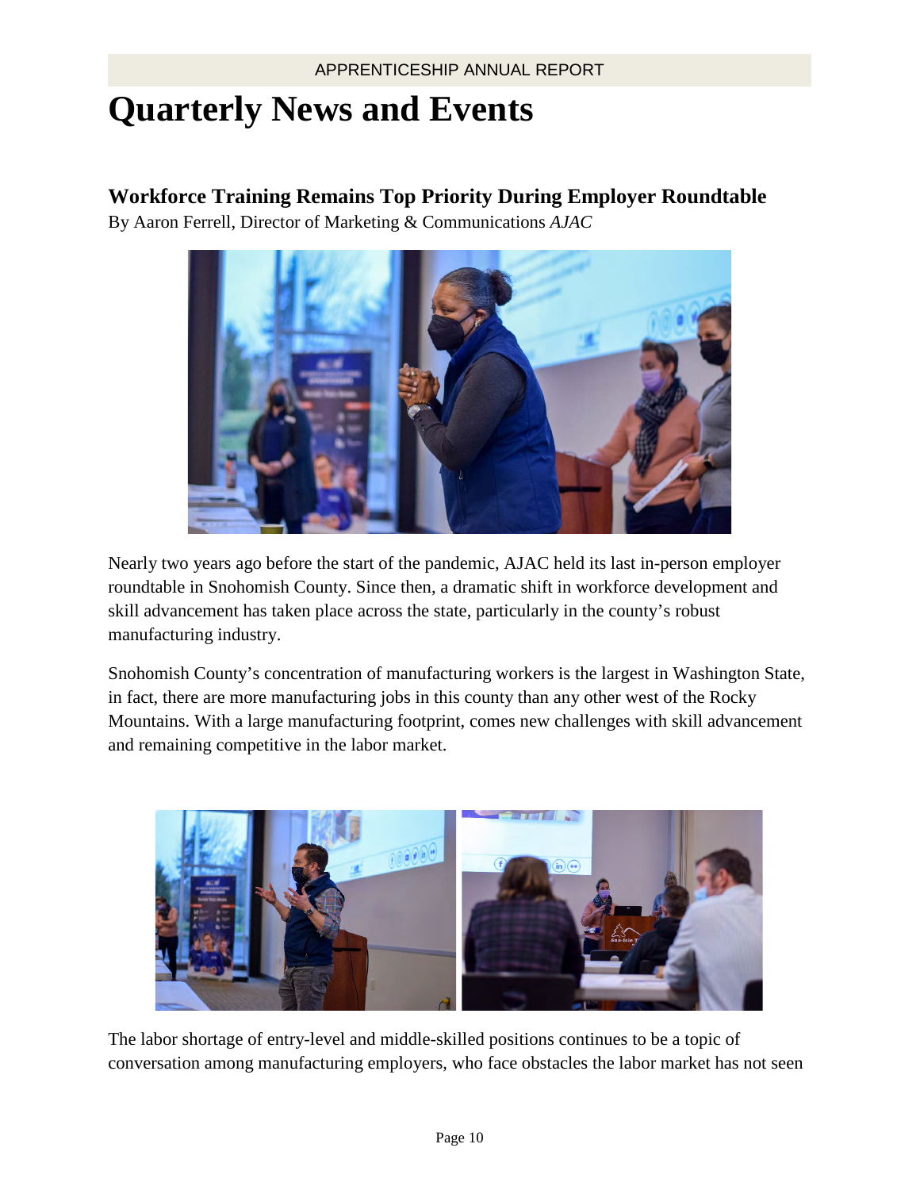# Quarterly News and Events

## Workforce Training Remains Top Priority During Employer Roundtable

By Aaron Ferrell, Director of Marketing & Communications *AJAC*

Nearly two years ago before the start of the pandemic, AJAC held its last in-person employer roundtable in Snohomish County. Since then, a dramatic shift in workforce development and skill advancement has taken place across the state, particularly in the county's robust manufacturing industry.

Snohomish County's concentration of manufacturing workers is the largest in Washington State, in fact, there are more manufacturing jobs in this county than any other west of the Rocky Mountains. With a large manufacturing footprint, comes new challenges with skill advancement and remaining competitive in the labor market.

The labor shortage of entry-level and middle-skilled positions continues to be a topic of conversation among manufacturing employers, who face obstacles the labor market has not seen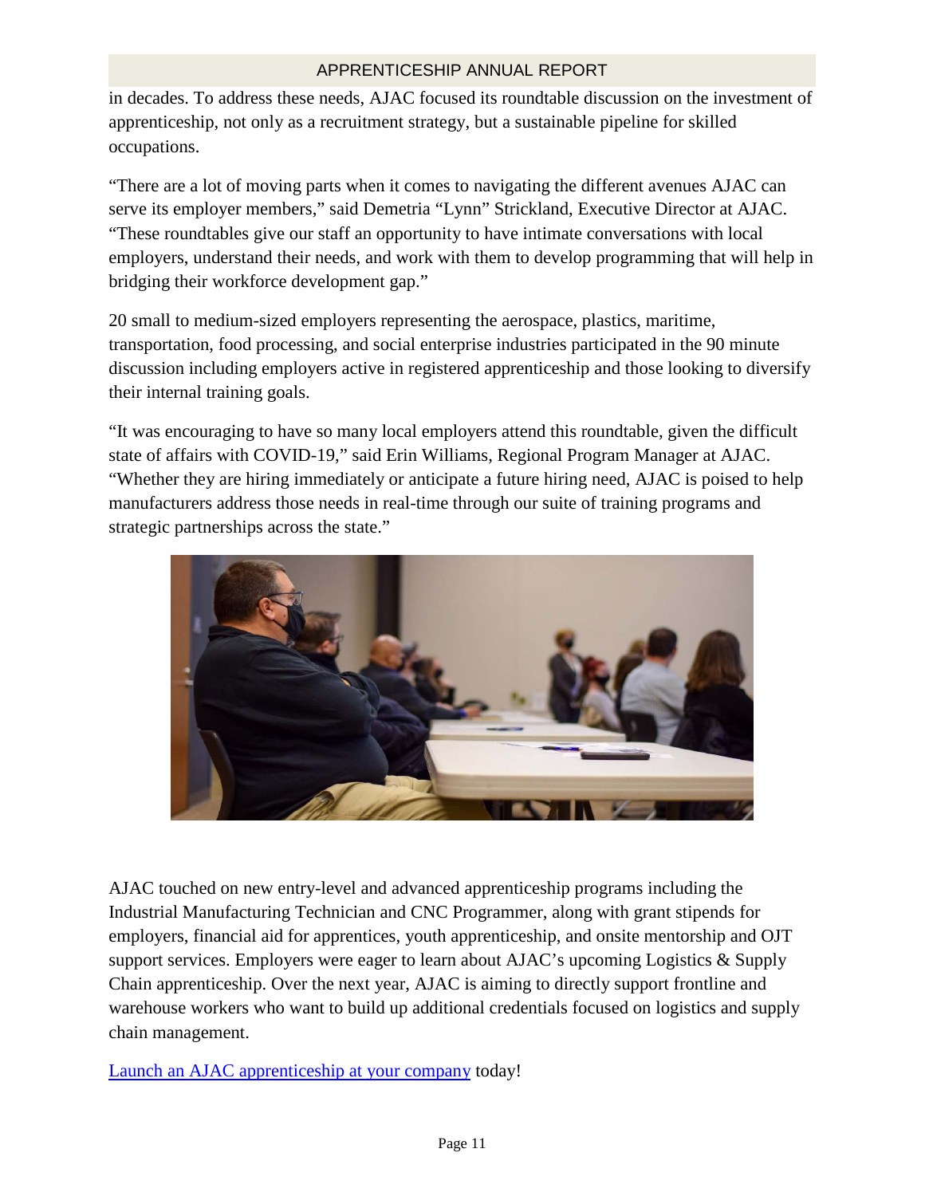in decades. To address these needs, AJAC focused its roundtable discussion on the investment of apprenticeship, not only as a recruitment strategy, but a sustainable pipeline for skilled occupations.

"There are a lot of moving parts when it comes to navigating the different avenues AJAC can serve its employer members," said Demetria "Lynn" Strickland, Executive Director at AJAC. "These roundtables give our staff an opportunity to have intimate conversations with local employers, understand their needs, and work with them to develop programming that will help in bridging their workforce development gap."

20 small to medium-sized employers representing the aerospace, plastics, maritime, transportation, food processing, and social enterprise industries participated in the 90 minute discussion including employers active in registered apprenticeship and those looking to diversify their internal training goals.

"It was encouraging to have so many local employers attend this roundtable, given the difficult state of affairs with COVID-19," said Erin Williams, Regional Program Manager at AJAC. "Whether they are hiring immediately or anticipate a future hiring need, AJAC is poised to help manufacturers address those needs in real-time through our suite of training programs and strategic partnerships across the state."

AJAC touched on new entry-level and advanced apprenticeship programs including the Industrial Manufacturing Technician and CNC Programmer, along with grant stipends for employers, financial aid for apprentices, youth apprenticeship, and onsite mentorship and OJT support services. Employers were eager to learn about AJAC's upcoming Logistics & Supply Chain apprenticeship. Over the next year, AJAC is aiming to directly support frontline and warehouse workers who want to build up additional credentials focused on logistics and supply chain management.

[Launch an AJAC apprenticeship at your company] today!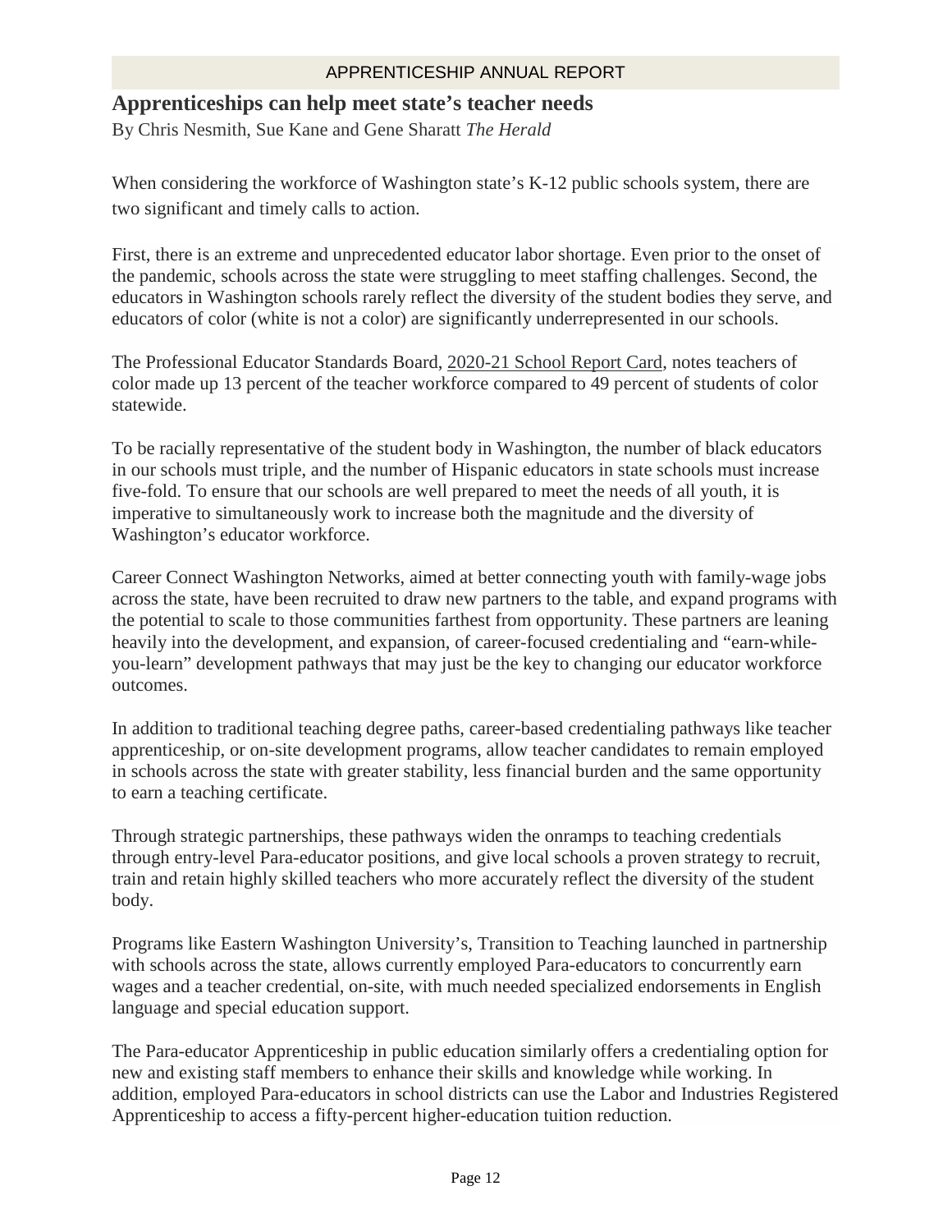## Apprenticeships can help meet state's teacher needs

By Chris Nesmith, Sue Kane and Gene Sharatt *The Herald*

When considering the workforce of Washington state's K-12 public schools system, there are two significant and timely calls to action.

First, there is an extreme and unprecedented educator labor shortage. Even prior to the onset of the pandemic, schools across the state were struggling to meet staffing challenges. Second, the educators in Washington schools rarely reflect the diversity of the student bodies they serve, and educators of color (white is not a color) are significantly underrepresented in our schools.

The Professional Educator Standards Board, 2020-21 School Report Card, notes teachers of color made up 13 percent of the teacher workforce compared to 49 percent of students of color statewide.

To be racially representative of the student body in Washington, the number of black educators in our schools must triple, and the number of Hispanic educators in state schools must increase five-fold. To ensure that our schools are well prepared to meet the needs of all youth, it is imperative to simultaneously work to increase both the magnitude and the diversity of Washington's educator workforce.

Career Connect Washington Networks, aimed at better connecting youth with family-wage jobs across the state, have been recruited to draw new partners to the table, and expand programs with the potential to scale to those communities farthest from opportunity. These partners are leaning heavily into the development, and expansion, of career-focused credentialing and "earn-while-you-learn" development pathways that may just be the key to changing our educator workforce outcomes.

In addition to traditional teaching degree paths, career-based credentialing pathways like teacher apprenticeship, or on-site development programs, allow teacher candidates to remain employed in schools across the state with greater stability, less financial burden and the same opportunity to earn a teaching certificate.

Through strategic partnerships, these pathways widen the onramps to teaching credentials through entry-level Para-educator positions, and give local schools a proven strategy to recruit, train and retain highly skilled teachers who more accurately reflect the diversity of the student body.

Programs like Eastern Washington University's, Transition to Teaching launched in partnership with schools across the state, allows currently employed Para-educators to concurrently earn wages and a teacher credential, on-site, with much needed specialized endorsements in English language and special education support.

The Para-educator Apprenticeship in public education similarly offers a credentialing option for new and existing staff members to enhance their skills and knowledge while working. In addition, employed Para-educators in school districts can use the Labor and Industries Registered Apprenticeship to access a fifty-percent higher-education tuition reduction.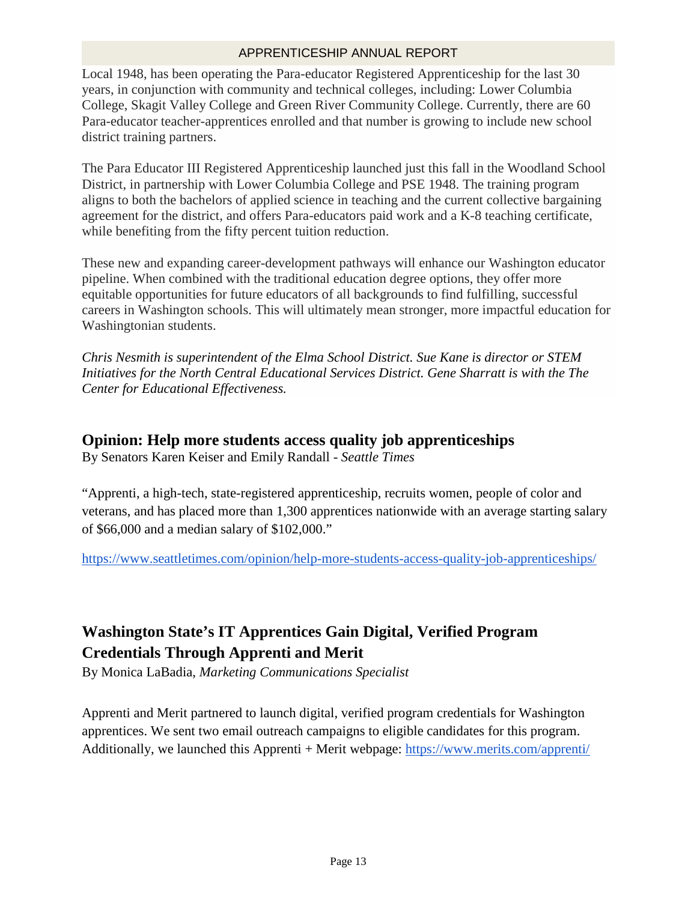Local 1948, has been operating the Para-educator Registered Apprenticeship for the last 30 years, in conjunction with community and technical colleges, including: Lower Columbia College, Skagit Valley College and Green River Community College. Currently, there are 60 Para-educator teacher-apprentices enrolled and that number is growing to include new school district training partners.

The Para Educator III Registered Apprenticeship launched just this fall in the Woodland School District, in partnership with Lower Columbia College and PSE 1948. The training program aligns to both the bachelors of applied science in teaching and the current collective bargaining agreement for the district, and offers Para-educators paid work and a K-8 teaching certificate, while benefiting from the fifty percent tuition reduction.

These new and expanding career-development pathways will enhance our Washington educator pipeline. When combined with the traditional education degree options, they offer more equitable opportunities for future educators of all backgrounds to find fulfilling, successful careers in Washington schools. This will ultimately mean stronger, more impactful education for Washingtonian students.

*Chris Nesmith is superintendent of the Elma School District. Sue Kane is director or STEM Initiatives for the North Central Educational Services District. Gene Sharratt is with the The Center for Educational Effectiveness.*

## Opinion: Help more students access quality job apprenticeships

By Senators Karen Keiser and Emily Randall - *Seattle Times*

"Apprenti, a high-tech, state-registered apprenticeship, recruits women, people of color and veterans, and has placed more than 1,300 apprentices nationwide with an average starting salary of $66,000 and a median salary of $102,000."

https://www.seattletimes.com/opinion/help-more-students-access-quality-job-apprenticeships/

## Washington State's IT Apprentices Gain Digital, Verified Program Credentials Through Apprenti and Merit

By Monica LaBadia, *Marketing Communications Specialist*

Apprenti and Merit partnered to launch digital, verified program credentials for Washington apprentices. We sent two email outreach campaigns to eligible candidates for this program. Additionally, we launched this Apprenti + Merit webpage: https://www.merits.com/apprenti/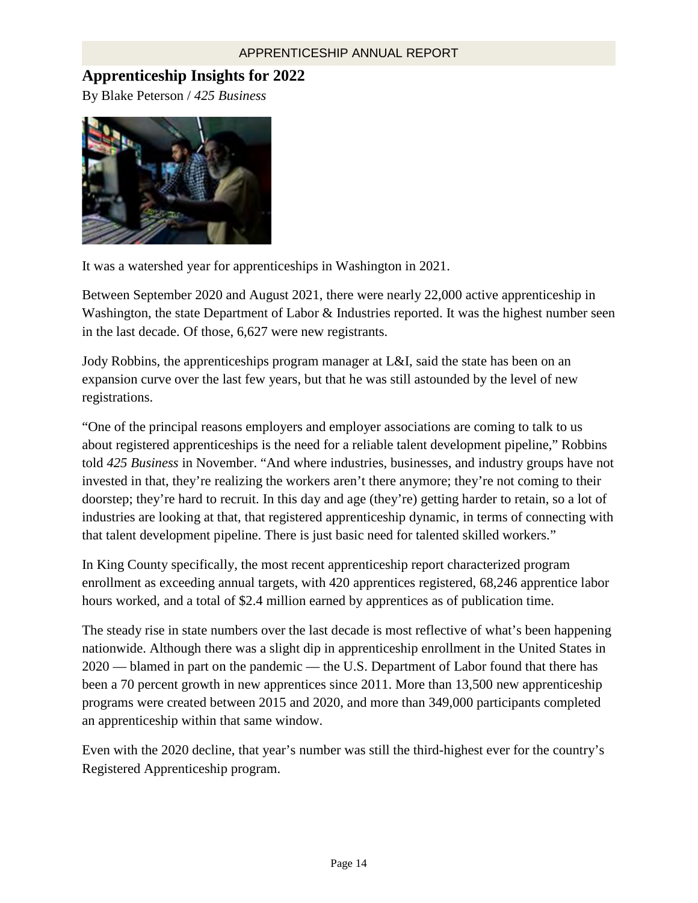## Apprenticeship Insights for 2022

By Blake Peterson / *425 Business*

It was a watershed year for apprenticeships in Washington in 2021.

Between September 2020 and August 2021, there were nearly 22,000 active apprenticeship in Washington, the state Department of Labor & Industries reported. It was the highest number seen in the last decade. Of those, 6,627 were new registrants.

Jody Robbins, the apprenticeships program manager at L&I, said the state has been on an expansion curve over the last few years, but that he was still astounded by the level of new registrations.

"One of the principal reasons employers and employer associations are coming to talk to us about registered apprenticeships is the need for a reliable talent development pipeline," Robbins told *425 Business* in November. "And where industries, businesses, and industry groups have not invested in that, they're realizing the workers aren't there anymore; they're not coming to their doorstep; they're hard to recruit. In this day and age (they're) getting harder to retain, so a lot of industries are looking at that, that registered apprenticeship dynamic, in terms of connecting with that talent development pipeline. There is just basic need for talented skilled workers."

In King County specifically, the most recent apprenticeship report characterized program enrollment as exceeding annual targets, with 420 apprentices registered, 68,246 apprentice labor hours worked, and a total of $2.4 million earned by apprentices as of publication time.

The steady rise in state numbers over the last decade is most reflective of what's been happening nationwide. Although there was a slight dip in apprenticeship enrollment in the United States in 2020 — blamed in part on the pandemic — the U.S. Department of Labor found that there has been a 70 percent growth in new apprentices since 2011. More than 13,500 new apprenticeship programs were created between 2015 and 2020, and more than 349,000 participants completed an apprenticeship within that same window.

Even with the 2020 decline, that year's number was still the third-highest ever for the country's Registered Apprenticeship program.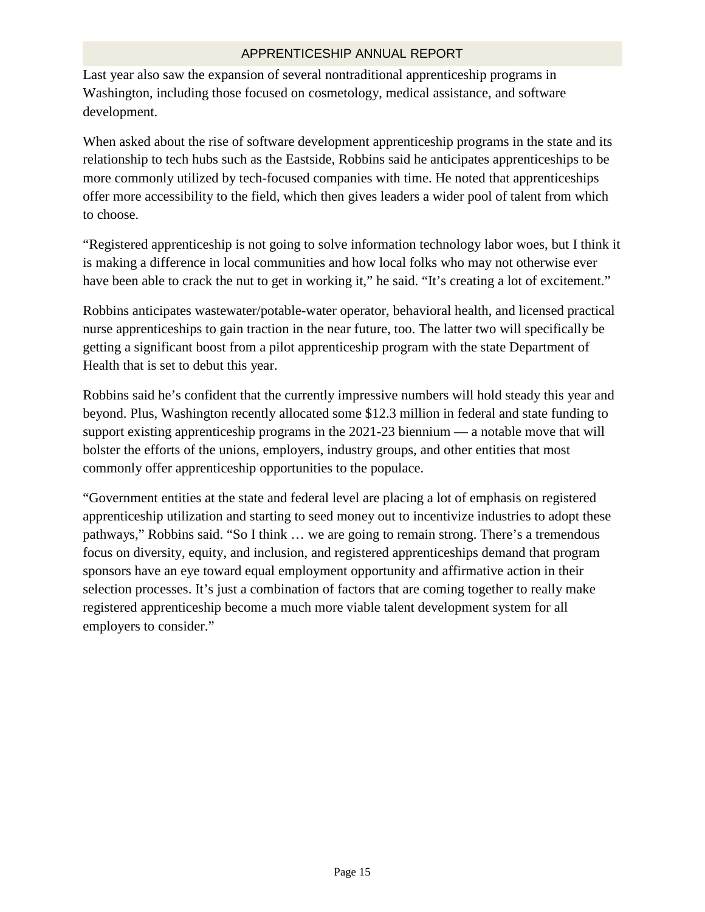Last year also saw the expansion of several nontraditional apprenticeship programs in Washington, including those focused on cosmetology, medical assistance, and software development.

When asked about the rise of software development apprenticeship programs in the state and its relationship to tech hubs such as the Eastside, Robbins said he anticipates apprenticeships to be more commonly utilized by tech-focused companies with time. He noted that apprenticeships offer more accessibility to the field, which then gives leaders a wider pool of talent from which to choose.

“Registered apprenticeship is not going to solve information technology labor woes, but I think it is making a difference in local communities and how local folks who may not otherwise ever have been able to crack the nut to get in working it,” he said. “It’s creating a lot of excitement.”

Robbins anticipates wastewater/potable-water operator, behavioral health, and licensed practical nurse apprenticeships to gain traction in the near future, too. The latter two will specifically be getting a significant boost from a pilot apprenticeship program with the state Department of Health that is set to debut this year.

Robbins said he’s confident that the currently impressive numbers will hold steady this year and beyond. Plus, Washington recently allocated some $12.3 million in federal and state funding to support existing apprenticeship programs in the 2021-23 biennium — a notable move that will bolster the efforts of the unions, employers, industry groups, and other entities that most commonly offer apprenticeship opportunities to the populace.

“Government entities at the state and federal level are placing a lot of emphasis on registered apprenticeship utilization and starting to seed money out to incentivize industries to adopt these pathways,” Robbins said. “So I think … we are going to remain strong. There’s a tremendous focus on diversity, equity, and inclusion, and registered apprenticeships demand that program sponsors have an eye toward equal employment opportunity and affirmative action in their selection processes. It’s just a combination of factors that are coming together to really make registered apprenticeship become a much more viable talent development system for all employers to consider.”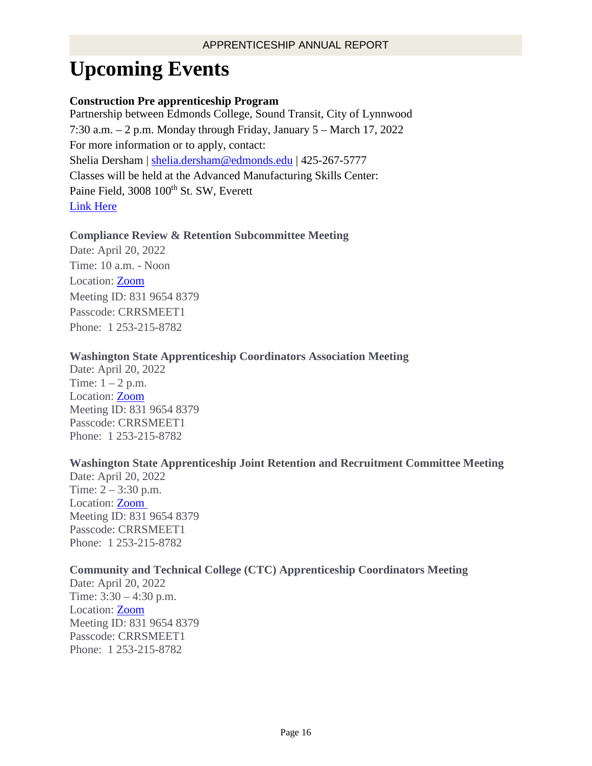# Upcoming Events

**Construction Pre apprenticeship Program**
Partnership between Edmonds College, Sound Transit, City of Lynnwood
7:30 a.m. – 2 p.m. Monday through Friday, January 5 – March 17, 2022
For more information or to apply, contact:
Shelia Dersham | shelia.dersham@edmonds.edu | 425-267-5777
Classes will be held at the Advanced Manufacturing Skills Center:
Paine Field, 3008 100th St. SW, Everett
Link Here

**Compliance Review & Retention Subcommittee Meeting**
Date: April 20, 2022
Time: 10 a.m. - Noon
Location: Zoom
Meeting ID: 831 9654 8379
Passcode: CRRSMEET1
Phone: 1 253-215-8782

**Washington State Apprenticeship Coordinators Association Meeting**
Date: April 20, 2022
Time: 1 – 2 p.m.
Location: Zoom
Meeting ID: 831 9654 8379
Passcode: CRRSMEET1
Phone: 1 253-215-8782

**Washington State Apprenticeship Joint Retention and Recruitment Committee Meeting**
Date: April 20, 2022
Time: 2 – 3:30 p.m.
Location: Zoom
Meeting ID: 831 9654 8379
Passcode: CRRSMEET1
Phone: 1 253-215-8782

**Community and Technical College (CTC) Apprenticeship Coordinators Meeting**
Date: April 20, 2022
Time: 3:30 – 4:30 p.m.
Location: Zoom
Meeting ID: 831 9654 8379
Passcode: CRRSMEET1
Phone: 1 253-215-8782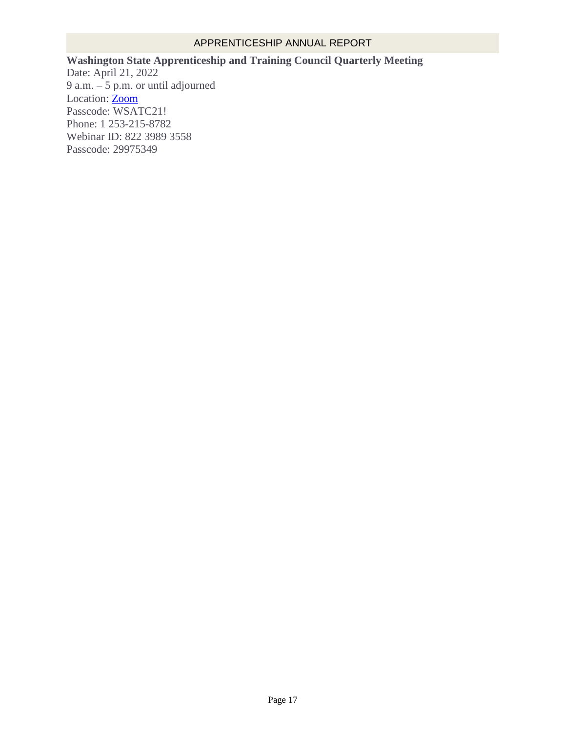**Washington State Apprenticeship and Training Council Quarterly Meeting**

Date: April 21, 2022

9 a.m. – 5 p.m. or until adjourned

Location: [Zoom]

Passcode: WSATC21!

Phone: 1 253-215-8782

Webinar ID: 822 3989 3558

Passcode: 29975349